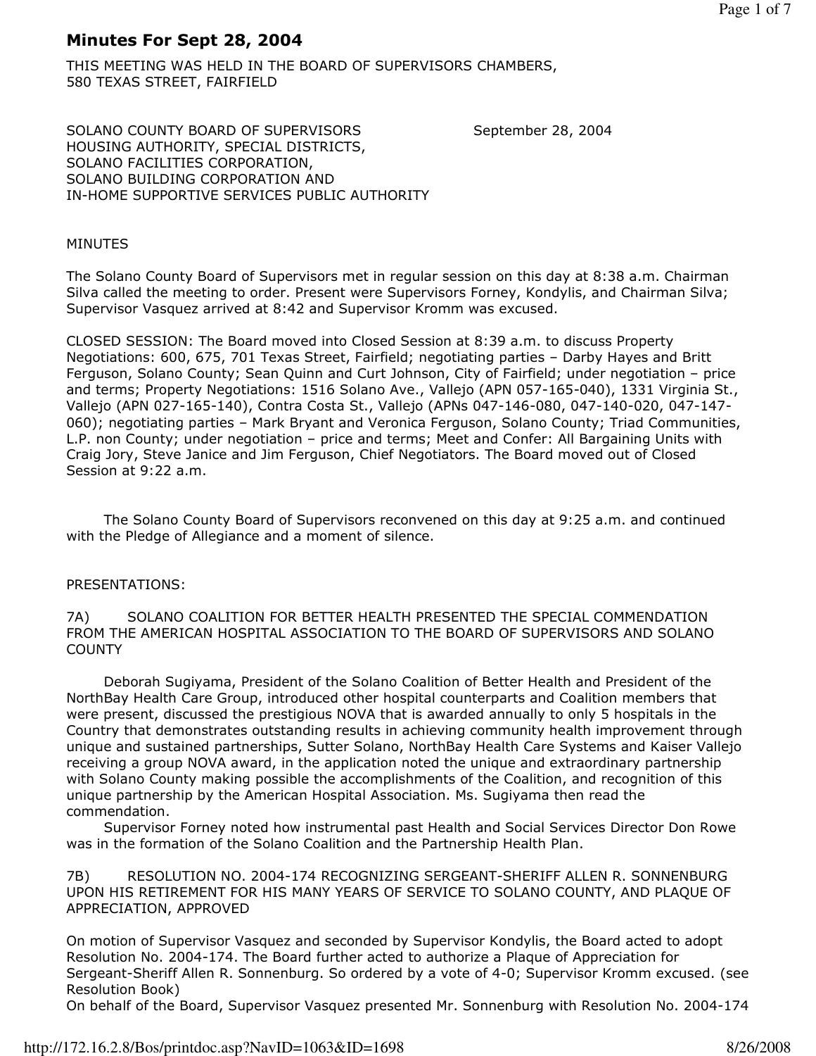# Minutes For Sept 28, 2004

THIS MEETING WAS HELD IN THE BOARD OF SUPERVISORS CHAMBERS, 580 TEXAS STREET, FAIRFIELD

SOLANO COUNTY BOARD OF SUPERVISORS
HOUSING AUTHORITY, SPECIAL DISTRICTS,
SOLANO FACILITIES CORPORATION,
SOLANO BUILDING CORPORATION AND
IN-HOME SUPPORTIVE SERVICES PUBLIC AUTHORITY

September 28, 2004

MINUTES

The Solano County Board of Supervisors met in regular session on this day at 8:38 a.m. Chairman Silva called the meeting to order. Present were Supervisors Forney, Kondylis, and Chairman Silva; Supervisor Vasquez arrived at 8:42 and Supervisor Kromm was excused.

CLOSED SESSION: The Board moved into Closed Session at 8:39 a.m. to discuss Property Negotiations: 600, 675, 701 Texas Street, Fairfield; negotiating parties – Darby Hayes and Britt Ferguson, Solano County; Sean Quinn and Curt Johnson, City of Fairfield; under negotiation – price and terms; Property Negotiations: 1516 Solano Ave., Vallejo (APN 057-165-040), 1331 Virginia St., Vallejo (APN 027-165-140), Contra Costa St., Vallejo (APNs 047-146-080, 047-140-020, 047-147-060); negotiating parties – Mark Bryant and Veronica Ferguson, Solano County; Triad Communities, L.P. non County; under negotiation – price and terms; Meet and Confer: All Bargaining Units with Craig Jory, Steve Janice and Jim Ferguson, Chief Negotiators. The Board moved out of Closed Session at 9:22 a.m.

The Solano County Board of Supervisors reconvened on this day at 9:25 a.m. and continued with the Pledge of Allegiance and a moment of silence.

PRESENTATIONS:

7A) SOLANO COALITION FOR BETTER HEALTH PRESENTED THE SPECIAL COMMENDATION FROM THE AMERICAN HOSPITAL ASSOCIATION TO THE BOARD OF SUPERVISORS AND SOLANO COUNTY

Deborah Sugiyama, President of the Solano Coalition of Better Health and President of the NorthBay Health Care Group, introduced other hospital counterparts and Coalition members that were present, discussed the prestigious NOVA that is awarded annually to only 5 hospitals in the Country that demonstrates outstanding results in achieving community health improvement through unique and sustained partnerships, Sutter Solano, NorthBay Health Care Systems and Kaiser Vallejo receiving a group NOVA award, in the application noted the unique and extraordinary partnership with Solano County making possible the accomplishments of the Coalition, and recognition of this unique partnership by the American Hospital Association. Ms. Sugiyama then read the commendation.

Supervisor Forney noted how instrumental past Health and Social Services Director Don Rowe was in the formation of the Solano Coalition and the Partnership Health Plan.

7B) RESOLUTION NO. 2004-174 RECOGNIZING SERGEANT-SHERIFF ALLEN R. SONNENBURG UPON HIS RETIREMENT FOR HIS MANY YEARS OF SERVICE TO SOLANO COUNTY, AND PLAQUE OF APPRECIATION, APPROVED

On motion of Supervisor Vasquez and seconded by Supervisor Kondylis, the Board acted to adopt Resolution No. 2004-174. The Board further acted to authorize a Plaque of Appreciation for Sergeant-Sheriff Allen R. Sonnenburg. So ordered by a vote of 4-0; Supervisor Kromm excused. (see Resolution Book)

On behalf of the Board, Supervisor Vasquez presented Mr. Sonnenburg with Resolution No. 2004-174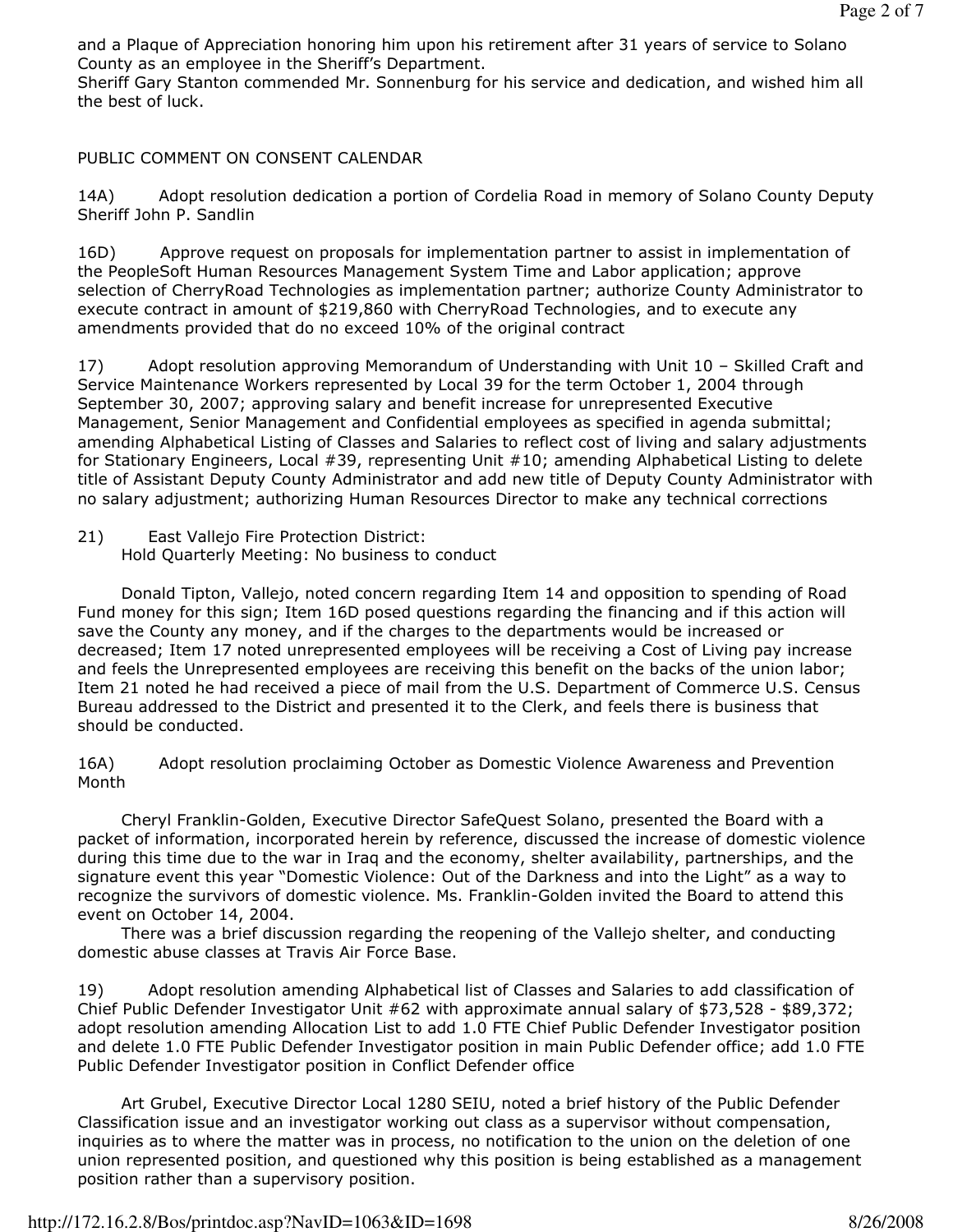and a Plaque of Appreciation honoring him upon his retirement after 31 years of service to Solano County as an employee in the Sheriff's Department.
Sheriff Gary Stanton commended Mr. Sonnenburg for his service and dedication, and wished him all the best of luck.

PUBLIC COMMENT ON CONSENT CALENDAR

14A) Adopt resolution dedication a portion of Cordelia Road in memory of Solano County Deputy Sheriff John P. Sandlin

16D) Approve request on proposals for implementation partner to assist in implementation of the PeopleSoft Human Resources Management System Time and Labor application; approve selection of CherryRoad Technologies as implementation partner; authorize County Administrator to execute contract in amount of $219,860 with CherryRoad Technologies, and to execute any amendments provided that do no exceed 10% of the original contract

17) Adopt resolution approving Memorandum of Understanding with Unit 10 – Skilled Craft and Service Maintenance Workers represented by Local 39 for the term October 1, 2004 through September 30, 2007; approving salary and benefit increase for unrepresented Executive Management, Senior Management and Confidential employees as specified in agenda submittal; amending Alphabetical Listing of Classes and Salaries to reflect cost of living and salary adjustments for Stationary Engineers, Local #39, representing Unit #10; amending Alphabetical Listing to delete title of Assistant Deputy County Administrator and add new title of Deputy County Administrator with no salary adjustment; authorizing Human Resources Director to make any technical corrections

21) East Vallejo Fire Protection District:
Hold Quarterly Meeting: No business to conduct

Donald Tipton, Vallejo, noted concern regarding Item 14 and opposition to spending of Road Fund money for this sign; Item 16D posed questions regarding the financing and if this action will save the County any money, and if the charges to the departments would be increased or decreased; Item 17 noted unrepresented employees will be receiving a Cost of Living pay increase and feels the Unrepresented employees are receiving this benefit on the backs of the union labor; Item 21 noted he had received a piece of mail from the U.S. Department of Commerce U.S. Census Bureau addressed to the District and presented it to the Clerk, and feels there is business that should be conducted.

16A) Adopt resolution proclaiming October as Domestic Violence Awareness and Prevention Month

Cheryl Franklin-Golden, Executive Director SafeQuest Solano, presented the Board with a packet of information, incorporated herein by reference, discussed the increase of domestic violence during this time due to the war in Iraq and the economy, shelter availability, partnerships, and the signature event this year "Domestic Violence: Out of the Darkness and into the Light" as a way to recognize the survivors of domestic violence. Ms. Franklin-Golden invited the Board to attend this event on October 14, 2004.

There was a brief discussion regarding the reopening of the Vallejo shelter, and conducting domestic abuse classes at Travis Air Force Base.

19) Adopt resolution amending Alphabetical list of Classes and Salaries to add classification of Chief Public Defender Investigator Unit #62 with approximate annual salary of $73,528 - $89,372; adopt resolution amending Allocation List to add 1.0 FTE Chief Public Defender Investigator position and delete 1.0 FTE Public Defender Investigator position in main Public Defender office; add 1.0 FTE Public Defender Investigator position in Conflict Defender office

Art Grubel, Executive Director Local 1280 SEIU, noted a brief history of the Public Defender Classification issue and an investigator working out class as a supervisor without compensation, inquiries as to where the matter was in process, no notification to the union on the deletion of one union represented position, and questioned why this position is being established as a management position rather than a supervisory position.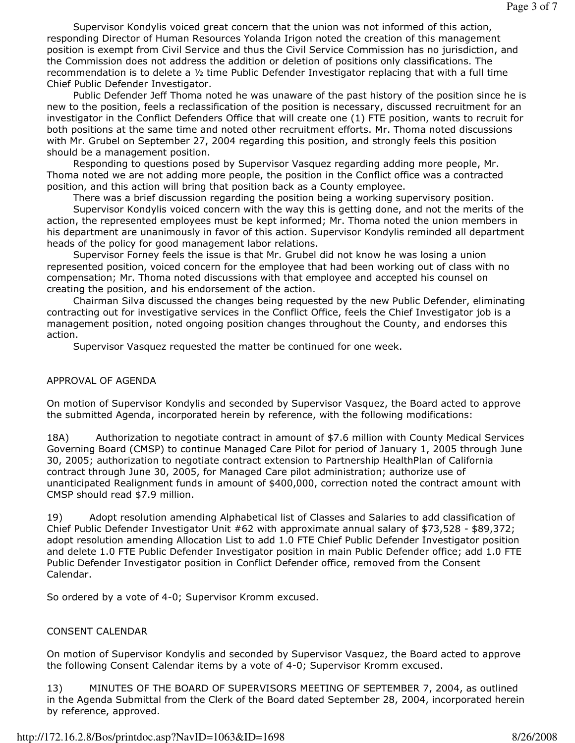Supervisor Kondylis voiced great concern that the union was not informed of this action, responding Director of Human Resources Yolanda Irigon noted the creation of this management position is exempt from Civil Service and thus the Civil Service Commission has no jurisdiction, and the Commission does not address the addition or deletion of positions only classifications. The recommendation is to delete a ½ time Public Defender Investigator replacing that with a full time Chief Public Defender Investigator.

Public Defender Jeff Thoma noted he was unaware of the past history of the position since he is new to the position, feels a reclassification of the position is necessary, discussed recruitment for an investigator in the Conflict Defenders Office that will create one (1) FTE position, wants to recruit for both positions at the same time and noted other recruitment efforts. Mr. Thoma noted discussions with Mr. Grubel on September 27, 2004 regarding this position, and strongly feels this position should be a management position.

Responding to questions posed by Supervisor Vasquez regarding adding more people, Mr. Thoma noted we are not adding more people, the position in the Conflict office was a contracted position, and this action will bring that position back as a County employee.

There was a brief discussion regarding the position being a working supervisory position.

Supervisor Kondylis voiced concern with the way this is getting done, and not the merits of the action, the represented employees must be kept informed; Mr. Thoma noted the union members in his department are unanimously in favor of this action. Supervisor Kondylis reminded all department heads of the policy for good management labor relations.

Supervisor Forney feels the issue is that Mr. Grubel did not know he was losing a union represented position, voiced concern for the employee that had been working out of class with no compensation; Mr. Thoma noted discussions with that employee and accepted his counsel on creating the position, and his endorsement of the action.

Chairman Silva discussed the changes being requested by the new Public Defender, eliminating contracting out for investigative services in the Conflict Office, feels the Chief Investigator job is a management position, noted ongoing position changes throughout the County, and endorses this action.

Supervisor Vasquez requested the matter be continued for one week.

APPROVAL OF AGENDA

On motion of Supervisor Kondylis and seconded by Supervisor Vasquez, the Board acted to approve the submitted Agenda, incorporated herein by reference, with the following modifications:

18A) Authorization to negotiate contract in amount of $7.6 million with County Medical Services Governing Board (CMSP) to continue Managed Care Pilot for period of January 1, 2005 through June 30, 2005; authorization to negotiate contract extension to Partnership HealthPlan of California contract through June 30, 2005, for Managed Care pilot administration; authorize use of unanticipated Realignment funds in amount of $400,000, correction noted the contract amount with CMSP should read $7.9 million.

19) Adopt resolution amending Alphabetical list of Classes and Salaries to add classification of Chief Public Defender Investigator Unit #62 with approximate annual salary of $73,528 - $89,372; adopt resolution amending Allocation List to add 1.0 FTE Chief Public Defender Investigator position and delete 1.0 FTE Public Defender Investigator position in main Public Defender office; add 1.0 FTE Public Defender Investigator position in Conflict Defender office, removed from the Consent Calendar.

So ordered by a vote of 4-0; Supervisor Kromm excused.

CONSENT CALENDAR

On motion of Supervisor Kondylis and seconded by Supervisor Vasquez, the Board acted to approve the following Consent Calendar items by a vote of 4-0; Supervisor Kromm excused.

13) MINUTES OF THE BOARD OF SUPERVISORS MEETING OF SEPTEMBER 7, 2004, as outlined in the Agenda Submittal from the Clerk of the Board dated September 28, 2004, incorporated herein by reference, approved.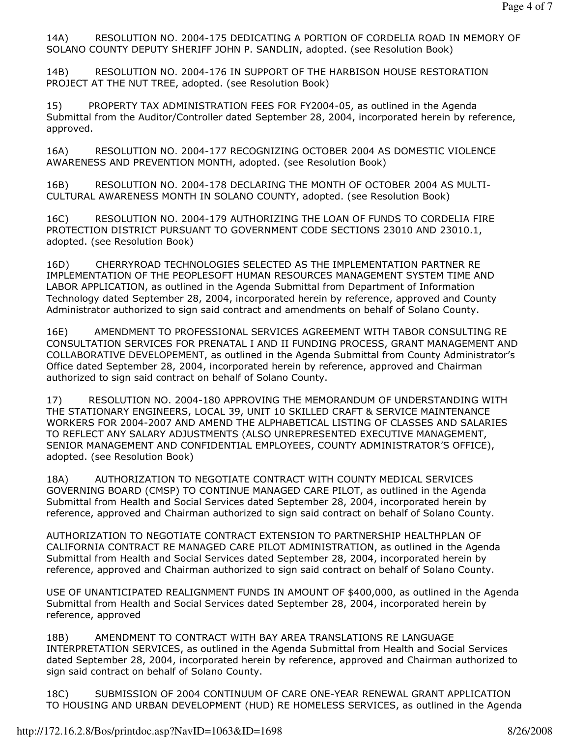14A) RESOLUTION NO. 2004-175 DEDICATING A PORTION OF CORDELIA ROAD IN MEMORY OF SOLANO COUNTY DEPUTY SHERIFF JOHN P. SANDLIN, adopted. (see Resolution Book)

14B) RESOLUTION NO. 2004-176 IN SUPPORT OF THE HARBISON HOUSE RESTORATION PROJECT AT THE NUT TREE, adopted. (see Resolution Book)

15) PROPERTY TAX ADMINISTRATION FEES FOR FY2004-05, as outlined in the Agenda Submittal from the Auditor/Controller dated September 28, 2004, incorporated herein by reference, approved.

16A) RESOLUTION NO. 2004-177 RECOGNIZING OCTOBER 2004 AS DOMESTIC VIOLENCE AWARENESS AND PREVENTION MONTH, adopted. (see Resolution Book)

16B) RESOLUTION NO. 2004-178 DECLARING THE MONTH OF OCTOBER 2004 AS MULTI-CULTURAL AWARENESS MONTH IN SOLANO COUNTY, adopted. (see Resolution Book)

16C) RESOLUTION NO. 2004-179 AUTHORIZING THE LOAN OF FUNDS TO CORDELIA FIRE PROTECTION DISTRICT PURSUANT TO GOVERNMENT CODE SECTIONS 23010 AND 23010.1, adopted. (see Resolution Book)

16D) CHERRYROAD TECHNOLOGIES SELECTED AS THE IMPLEMENTATION PARTNER RE IMPLEMENTATION OF THE PEOPLESOFT HUMAN RESOURCES MANAGEMENT SYSTEM TIME AND LABOR APPLICATION, as outlined in the Agenda Submittal from Department of Information Technology dated September 28, 2004, incorporated herein by reference, approved and County Administrator authorized to sign said contract and amendments on behalf of Solano County.

16E) AMENDMENT TO PROFESSIONAL SERVICES AGREEMENT WITH TABOR CONSULTING RE CONSULTATION SERVICES FOR PRENATAL I AND II FUNDING PROCESS, GRANT MANAGEMENT AND COLLABORATIVE DEVELOPEMENT, as outlined in the Agenda Submittal from County Administrator's Office dated September 28, 2004, incorporated herein by reference, approved and Chairman authorized to sign said contract on behalf of Solano County.

17) RESOLUTION NO. 2004-180 APPROVING THE MEMORANDUM OF UNDERSTANDING WITH THE STATIONARY ENGINEERS, LOCAL 39, UNIT 10 SKILLED CRAFT & SERVICE MAINTENANCE WORKERS FOR 2004-2007 AND AMEND THE ALPHABETICAL LISTING OF CLASSES AND SALARIES TO REFLECT ANY SALARY ADJUSTMENTS (ALSO UNREPRESENTED EXECUTIVE MANAGEMENT, SENIOR MANAGEMENT AND CONFIDENTIAL EMPLOYEES, COUNTY ADMINISTRATOR'S OFFICE), adopted. (see Resolution Book)

18A) AUTHORIZATION TO NEGOTIATE CONTRACT WITH COUNTY MEDICAL SERVICES GOVERNING BOARD (CMSP) TO CONTINUE MANAGED CARE PILOT, as outlined in the Agenda Submittal from Health and Social Services dated September 28, 2004, incorporated herein by reference, approved and Chairman authorized to sign said contract on behalf of Solano County.

AUTHORIZATION TO NEGOTIATE CONTRACT EXTENSION TO PARTNERSHIP HEALTHPLAN OF CALIFORNIA CONTRACT RE MANAGED CARE PILOT ADMINISTRATION, as outlined in the Agenda Submittal from Health and Social Services dated September 28, 2004, incorporated herein by reference, approved and Chairman authorized to sign said contract on behalf of Solano County.

USE OF UNANTICIPATED REALIGNMENT FUNDS IN AMOUNT OF $400,000, as outlined in the Agenda Submittal from Health and Social Services dated September 28, 2004, incorporated herein by reference, approved

18B) AMENDMENT TO CONTRACT WITH BAY AREA TRANSLATIONS RE LANGUAGE INTERPRETATION SERVICES, as outlined in the Agenda Submittal from Health and Social Services dated September 28, 2004, incorporated herein by reference, approved and Chairman authorized to sign said contract on behalf of Solano County.

18C) SUBMISSION OF 2004 CONTINUUM OF CARE ONE-YEAR RENEWAL GRANT APPLICATION TO HOUSING AND URBAN DEVELOPMENT (HUD) RE HOMELESS SERVICES, as outlined in the Agenda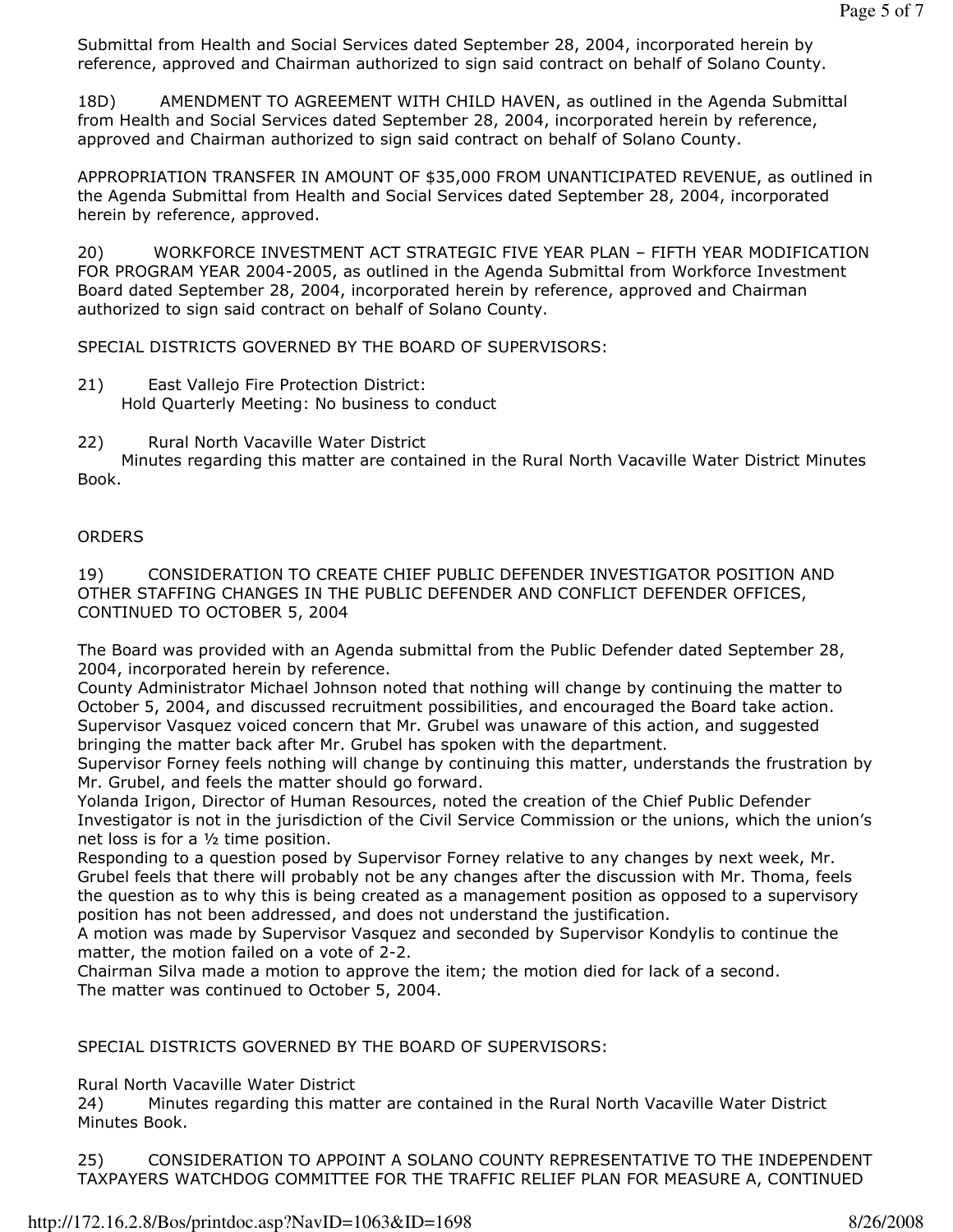Submittal from Health and Social Services dated September 28, 2004, incorporated herein by reference, approved and Chairman authorized to sign said contract on behalf of Solano County.

18D) AMENDMENT TO AGREEMENT WITH CHILD HAVEN, as outlined in the Agenda Submittal from Health and Social Services dated September 28, 2004, incorporated herein by reference, approved and Chairman authorized to sign said contract on behalf of Solano County.

APPROPRIATION TRANSFER IN AMOUNT OF $35,000 FROM UNANTICIPATED REVENUE, as outlined in the Agenda Submittal from Health and Social Services dated September 28, 2004, incorporated herein by reference, approved.

20) WORKFORCE INVESTMENT ACT STRATEGIC FIVE YEAR PLAN – FIFTH YEAR MODIFICATION FOR PROGRAM YEAR 2004-2005, as outlined in the Agenda Submittal from Workforce Investment Board dated September 28, 2004, incorporated herein by reference, approved and Chairman authorized to sign said contract on behalf of Solano County.

SPECIAL DISTRICTS GOVERNED BY THE BOARD OF SUPERVISORS:

21) East Vallejo Fire Protection District:
Hold Quarterly Meeting: No business to conduct

22) Rural North Vacaville Water District
Minutes regarding this matter are contained in the Rural North Vacaville Water District Minutes Book.

ORDERS

19) CONSIDERATION TO CREATE CHIEF PUBLIC DEFENDER INVESTIGATOR POSITION AND OTHER STAFFING CHANGES IN THE PUBLIC DEFENDER AND CONFLICT DEFENDER OFFICES, CONTINUED TO OCTOBER 5, 2004

The Board was provided with an Agenda submittal from the Public Defender dated September 28, 2004, incorporated herein by reference.
County Administrator Michael Johnson noted that nothing will change by continuing the matter to October 5, 2004, and discussed recruitment possibilities, and encouraged the Board take action.
Supervisor Vasquez voiced concern that Mr. Grubel was unaware of this action, and suggested bringing the matter back after Mr. Grubel has spoken with the department.
Supervisor Forney feels nothing will change by continuing this matter, understands the frustration by Mr. Grubel, and feels the matter should go forward.
Yolanda Irigon, Director of Human Resources, noted the creation of the Chief Public Defender Investigator is not in the jurisdiction of the Civil Service Commission or the unions, which the union's net loss is for a ½ time position.
Responding to a question posed by Supervisor Forney relative to any changes by next week, Mr. Grubel feels that there will probably not be any changes after the discussion with Mr. Thoma, feels the question as to why this is being created as a management position as opposed to a supervisory position has not been addressed, and does not understand the justification.
A motion was made by Supervisor Vasquez and seconded by Supervisor Kondylis to continue the matter, the motion failed on a vote of 2-2.
Chairman Silva made a motion to approve the item; the motion died for lack of a second.
The matter was continued to October 5, 2004.

SPECIAL DISTRICTS GOVERNED BY THE BOARD OF SUPERVISORS:

Rural North Vacaville Water District
24) Minutes regarding this matter are contained in the Rural North Vacaville Water District Minutes Book.

25) CONSIDERATION TO APPOINT A SOLANO COUNTY REPRESENTATIVE TO THE INDEPENDENT TAXPAYERS WATCHDOG COMMITTEE FOR THE TRAFFIC RELIEF PLAN FOR MEASURE A, CONTINUED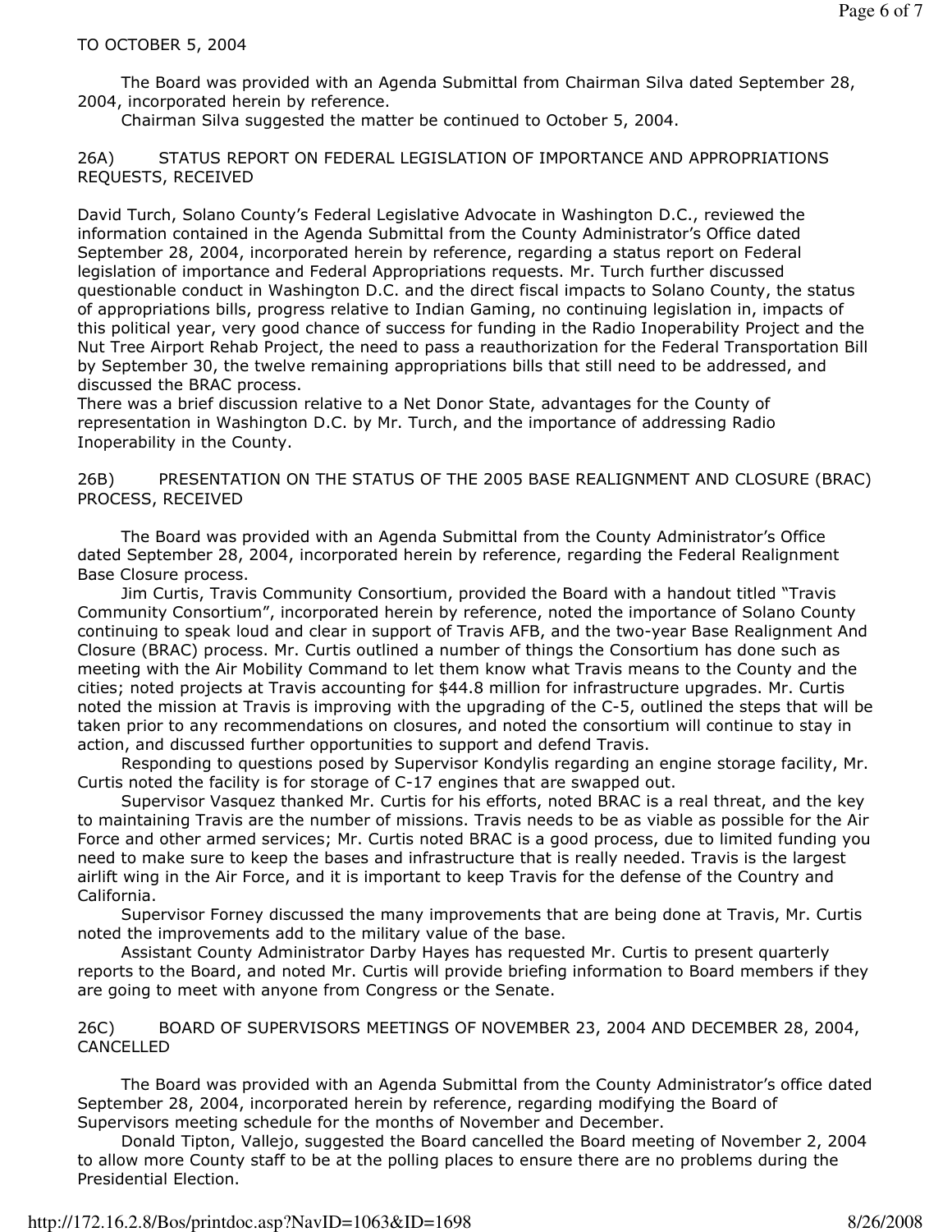TO OCTOBER 5, 2004

The Board was provided with an Agenda Submittal from Chairman Silva dated September 28, 2004, incorporated herein by reference.

Chairman Silva suggested the matter be continued to October 5, 2004.

26A) STATUS REPORT ON FEDERAL LEGISLATION OF IMPORTANCE AND APPROPRIATIONS REQUESTS, RECEIVED

David Turch, Solano County's Federal Legislative Advocate in Washington D.C., reviewed the information contained in the Agenda Submittal from the County Administrator's Office dated September 28, 2004, incorporated herein by reference, regarding a status report on Federal legislation of importance and Federal Appropriations requests. Mr. Turch further discussed questionable conduct in Washington D.C. and the direct fiscal impacts to Solano County, the status of appropriations bills, progress relative to Indian Gaming, no continuing legislation in, impacts of this political year, very good chance of success for funding in the Radio Inoperability Project and the Nut Tree Airport Rehab Project, the need to pass a reauthorization for the Federal Transportation Bill by September 30, the twelve remaining appropriations bills that still need to be addressed, and discussed the BRAC process.

There was a brief discussion relative to a Net Donor State, advantages for the County of representation in Washington D.C. by Mr. Turch, and the importance of addressing Radio Inoperability in the County.

26B) PRESENTATION ON THE STATUS OF THE 2005 BASE REALIGNMENT AND CLOSURE (BRAC) PROCESS, RECEIVED

The Board was provided with an Agenda Submittal from the County Administrator's Office dated September 28, 2004, incorporated herein by reference, regarding the Federal Realignment Base Closure process.

Jim Curtis, Travis Community Consortium, provided the Board with a handout titled "Travis Community Consortium", incorporated herein by reference, noted the importance of Solano County continuing to speak loud and clear in support of Travis AFB, and the two-year Base Realignment And Closure (BRAC) process. Mr. Curtis outlined a number of things the Consortium has done such as meeting with the Air Mobility Command to let them know what Travis means to the County and the cities; noted projects at Travis accounting for $44.8 million for infrastructure upgrades. Mr. Curtis noted the mission at Travis is improving with the upgrading of the C-5, outlined the steps that will be taken prior to any recommendations on closures, and noted the consortium will continue to stay in action, and discussed further opportunities to support and defend Travis.

Responding to questions posed by Supervisor Kondylis regarding an engine storage facility, Mr. Curtis noted the facility is for storage of C-17 engines that are swapped out.

Supervisor Vasquez thanked Mr. Curtis for his efforts, noted BRAC is a real threat, and the key to maintaining Travis are the number of missions. Travis needs to be as viable as possible for the Air Force and other armed services; Mr. Curtis noted BRAC is a good process, due to limited funding you need to make sure to keep the bases and infrastructure that is really needed. Travis is the largest airlift wing in the Air Force, and it is important to keep Travis for the defense of the Country and California.

Supervisor Forney discussed the many improvements that are being done at Travis, Mr. Curtis noted the improvements add to the military value of the base.

Assistant County Administrator Darby Hayes has requested Mr. Curtis to present quarterly reports to the Board, and noted Mr. Curtis will provide briefing information to Board members if they are going to meet with anyone from Congress or the Senate.

26C) BOARD OF SUPERVISORS MEETINGS OF NOVEMBER 23, 2004 AND DECEMBER 28, 2004, CANCELLED

The Board was provided with an Agenda Submittal from the County Administrator's office dated September 28, 2004, incorporated herein by reference, regarding modifying the Board of Supervisors meeting schedule for the months of November and December.

Donald Tipton, Vallejo, suggested the Board cancelled the Board meeting of November 2, 2004 to allow more County staff to be at the polling places to ensure there are no problems during the Presidential Election.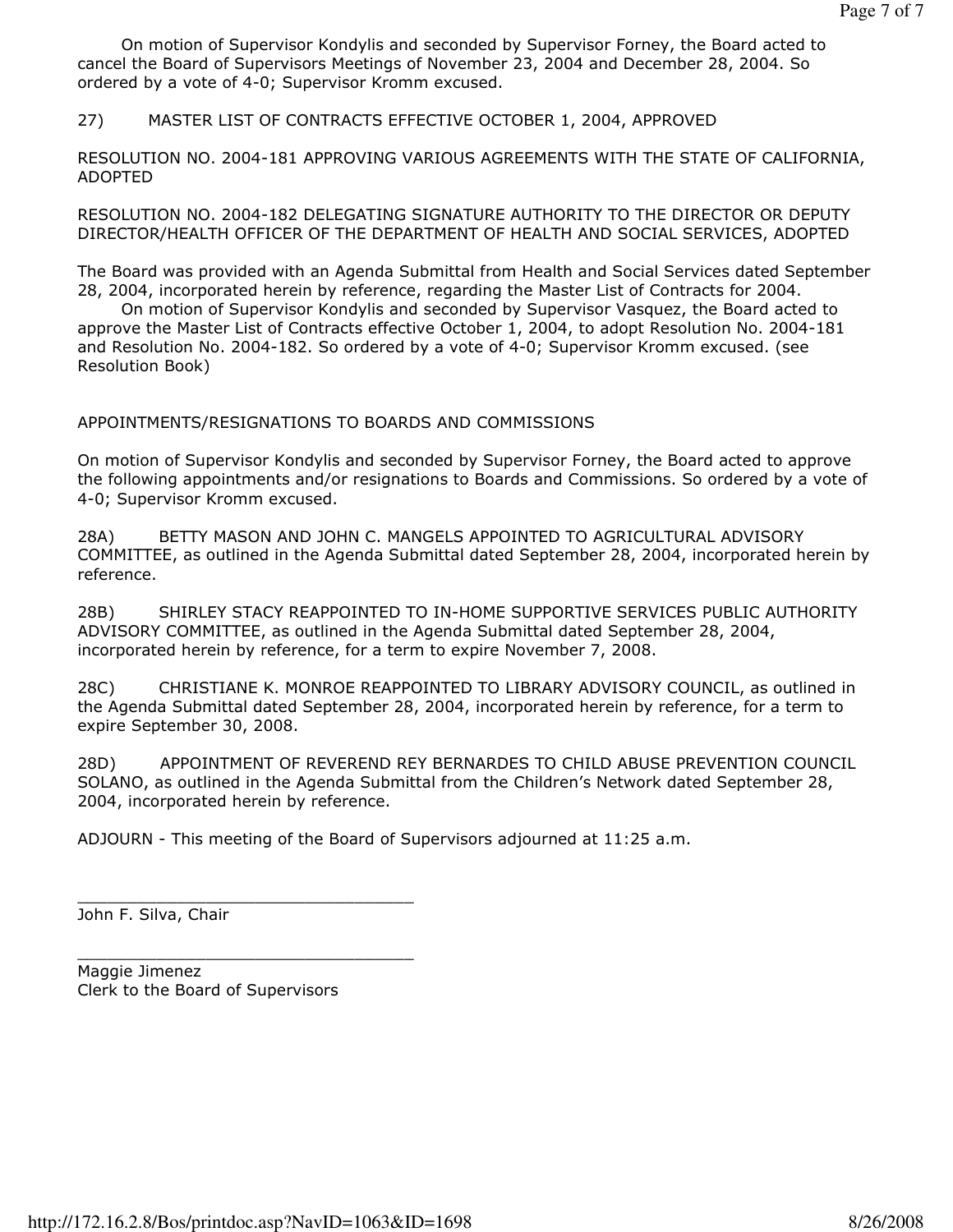On motion of Supervisor Kondylis and seconded by Supervisor Forney, the Board acted to cancel the Board of Supervisors Meetings of November 23, 2004 and December 28, 2004. So ordered by a vote of 4-0; Supervisor Kromm excused.

27) MASTER LIST OF CONTRACTS EFFECTIVE OCTOBER 1, 2004, APPROVED

RESOLUTION NO. 2004-181 APPROVING VARIOUS AGREEMENTS WITH THE STATE OF CALIFORNIA, ADOPTED

RESOLUTION NO. 2004-182 DELEGATING SIGNATURE AUTHORITY TO THE DIRECTOR OR DEPUTY DIRECTOR/HEALTH OFFICER OF THE DEPARTMENT OF HEALTH AND SOCIAL SERVICES, ADOPTED

The Board was provided with an Agenda Submittal from Health and Social Services dated September 28, 2004, incorporated herein by reference, regarding the Master List of Contracts for 2004.

On motion of Supervisor Kondylis and seconded by Supervisor Vasquez, the Board acted to approve the Master List of Contracts effective October 1, 2004, to adopt Resolution No. 2004-181 and Resolution No. 2004-182. So ordered by a vote of 4-0; Supervisor Kromm excused. (see Resolution Book)

APPOINTMENTS/RESIGNATIONS TO BOARDS AND COMMISSIONS

On motion of Supervisor Kondylis and seconded by Supervisor Forney, the Board acted to approve the following appointments and/or resignations to Boards and Commissions. So ordered by a vote of 4-0; Supervisor Kromm excused.

28A) BETTY MASON AND JOHN C. MANGELS APPOINTED TO AGRICULTURAL ADVISORY COMMITTEE, as outlined in the Agenda Submittal dated September 28, 2004, incorporated herein by reference.

28B) SHIRLEY STACY REAPPOINTED TO IN-HOME SUPPORTIVE SERVICES PUBLIC AUTHORITY ADVISORY COMMITTEE, as outlined in the Agenda Submittal dated September 28, 2004, incorporated herein by reference, for a term to expire November 7, 2008.

28C) CHRISTIANE K. MONROE REAPPOINTED TO LIBRARY ADVISORY COUNCIL, as outlined in the Agenda Submittal dated September 28, 2004, incorporated herein by reference, for a term to expire September 30, 2008.

28D) APPOINTMENT OF REVEREND REY BERNARDES TO CHILD ABUSE PREVENTION COUNCIL SOLANO, as outlined in the Agenda Submittal from the Children's Network dated September 28, 2004, incorporated herein by reference.

ADJOURN - This meeting of the Board of Supervisors adjourned at 11:25 a.m.

\_\_\_\_\_\_\_\_\_\_\_\_\_\_\_\_\_\_\_\_\_\_\_\_\_\_\_\_\_\_\_\_\_\_

John F. Silva, Chair

\_\_\_\_\_\_\_\_\_\_\_\_\_\_\_\_\_\_\_\_\_\_\_\_\_\_\_\_\_\_\_\_\_\_

Maggie Jimenez
Clerk to the Board of Supervisors